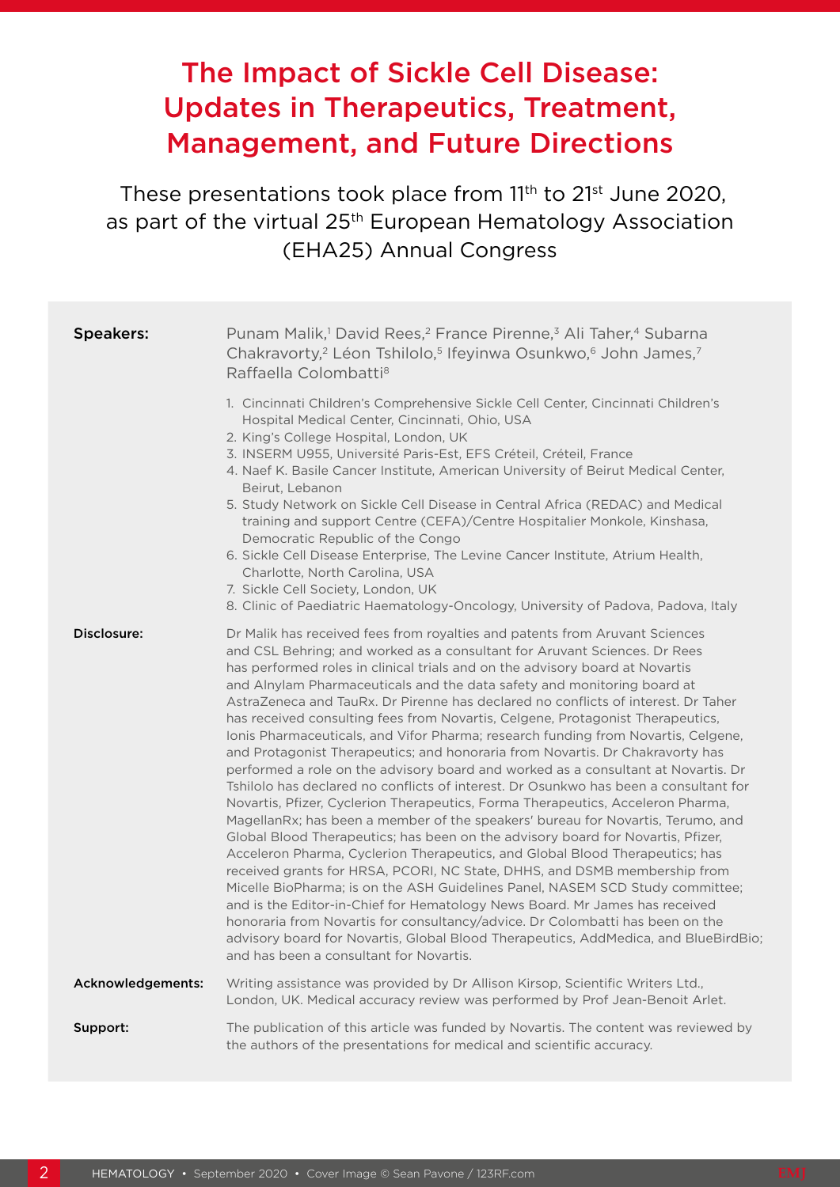# The Impact of Sickle Cell Disease: Updates in Therapeutics, Treatment, Management, and Future Directions

These presentations took place from 11th to 21st June 2020, as part of the virtual 25th European Hematology Association (EHA25) Annual Congress

**Speakers:** Punam Malik,[1] David Rees,[2] France Pirenne,[3] Ali Taher,[4] Subarna Chakravorty,[2] Léon Tshilolo,[5] Ifeyinwa Osunkwo,[6] John James,[7] Raffaella Colombatti[8]

1. Cincinnati Children's Comprehensive Sickle Cell Center, Cincinnati Children's Hospital Medical Center, Cincinnati, Ohio, USA
2. King's College Hospital, London, UK
3. INSERM U955, Université Paris-Est, EFS Créteil, Créteil, France
4. Naef K. Basile Cancer Institute, American University of Beirut Medical Center, Beirut, Lebanon
5. Study Network on Sickle Cell Disease in Central Africa (REDAC) and Medical training and support Centre (CEFA)/Centre Hospitalier Monkole, Kinshasa, Democratic Republic of the Congo
6. Sickle Cell Disease Enterprise, The Levine Cancer Institute, Atrium Health, Charlotte, North Carolina, USA
7. Sickle Cell Society, London, UK
8. Clinic of Paediatric Haematology-Oncology, University of Padova, Padova, Italy

**Disclosure:** Dr Malik has received fees from royalties and patents from Aruvant Sciences and CSL Behring; and worked as a consultant for Aruvant Sciences. Dr Rees has performed roles in clinical trials and on the advisory board at Novartis and Alnylam Pharmaceuticals and the data safety and monitoring board at AstraZeneca and TauRx. Dr Pirenne has declared no conflicts of interest. Dr Taher has received consulting fees from Novartis, Celgene, Protagonist Therapeutics, Ionis Pharmaceuticals, and Vifor Pharma; research funding from Novartis, Celgene, and Protagonist Therapeutics; and honoraria from Novartis. Dr Chakravorty has performed a role on the advisory board and worked as a consultant at Novartis. Dr Tshilolo has declared no conflicts of interest. Dr Osunkwo has been a consultant for Novartis, Pfizer, Cyclerion Therapeutics, Forma Therapeutics, Acceleron Pharma, MagellanRx; has been a member of the speakers' bureau for Novartis, Terumo, and Global Blood Therapeutics; has been on the advisory board for Novartis, Pfizer, Acceleron Pharma, Cyclerion Therapeutics, and Global Blood Therapeutics; has received grants for HRSA, PCORI, NC State, DHHS, and DSMB membership from Micelle BioPharma; is on the ASH Guidelines Panel, NASEM SCD Study committee; and is the Editor-in-Chief for Hematology News Board. Mr James has received honoraria from Novartis for consultancy/advice. Dr Colombatti has been on the advisory board for Novartis, Global Blood Therapeutics, AddMedica, and BlueBirdBio; and has been a consultant for Novartis.

**Acknowledgements:** Writing assistance was provided by Dr Allison Kirsop, Scientific Writers Ltd., London, UK. Medical accuracy review was performed by Prof Jean-Benoit Arlet.

**Support:** The publication of this article was funded by Novartis. The content was reviewed by the authors of the presentations for medical and scientific accuracy.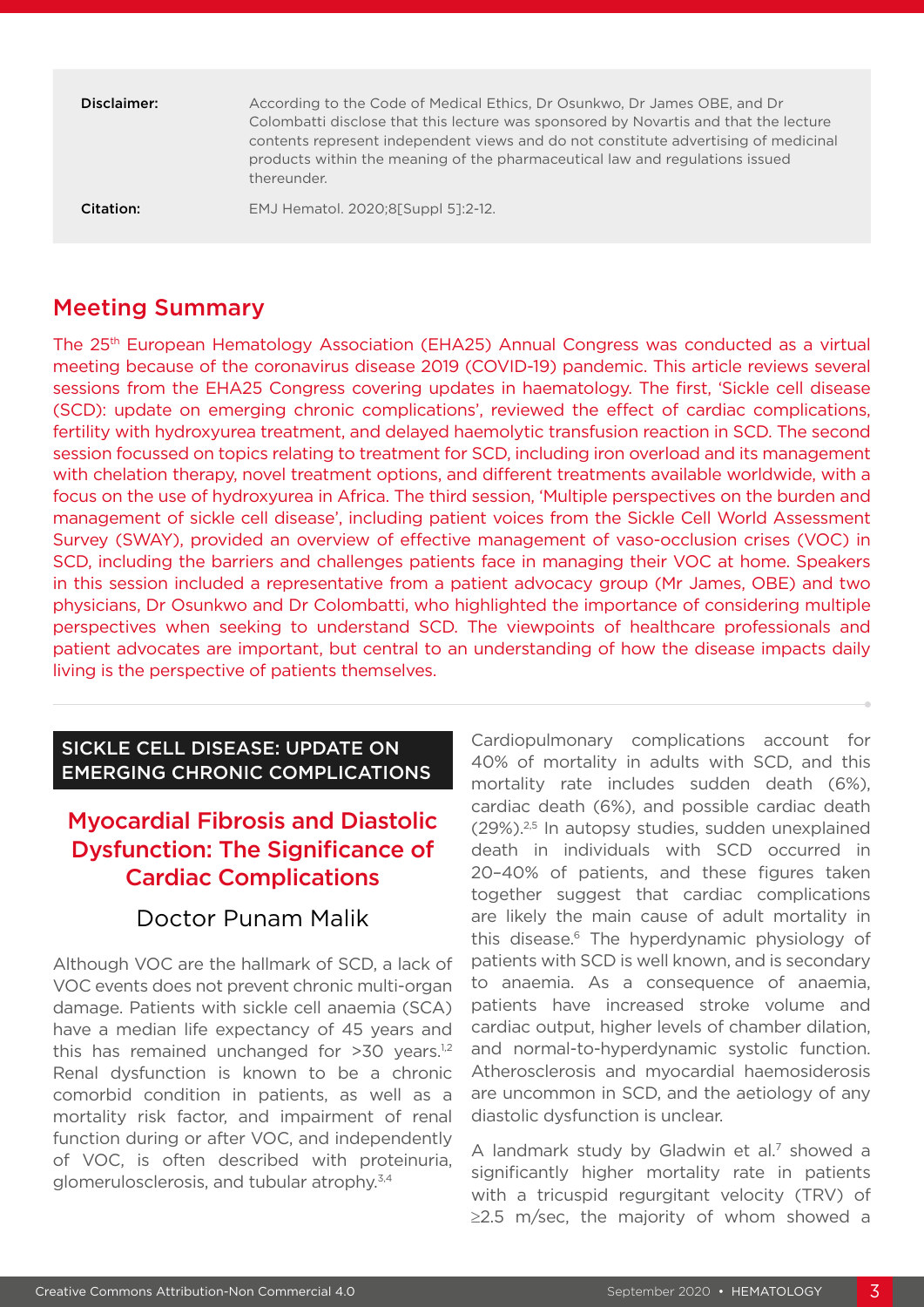| | |
|---|---|
| **Disclaimer:** | According to the Code of Medical Ethics, Dr Osunkwo, Dr James OBE, and Dr Colombatti disclose that this lecture was sponsored by Novartis and that the lecture contents represent independent views and do not constitute advertising of medicinal products within the meaning of the pharmaceutical law and regulations issued thereunder. |
| **Citation:** | EMJ Hematol. 2020;8[Suppl 5]:2-12. |

## Meeting Summary

The 25th European Hematology Association (EHA25) Annual Congress was conducted as a virtual meeting because of the coronavirus disease 2019 (COVID-19) pandemic. This article reviews several sessions from the EHA25 Congress covering updates in haematology. The first, 'Sickle cell disease (SCD): update on emerging chronic complications', reviewed the effect of cardiac complications, fertility with hydroxyurea treatment, and delayed haemolytic transfusion reaction in SCD. The second session focussed on topics relating to treatment for SCD, including iron overload and its management with chelation therapy, novel treatment options, and different treatments available worldwide, with a focus on the use of hydroxyurea in Africa. The third session, 'Multiple perspectives on the burden and management of sickle cell disease', including patient voices from the Sickle Cell World Assessment Survey (SWAY), provided an overview of effective management of vaso-occlusion crises (VOC) in SCD, including the barriers and challenges patients face in managing their VOC at home. Speakers in this session included a representative from a patient advocacy group (Mr James, OBE) and two physicians, Dr Osunkwo and Dr Colombatti, who highlighted the importance of considering multiple perspectives when seeking to understand SCD. The viewpoints of healthcare professionals and patient advocates are important, but central to an understanding of how the disease impacts daily living is the perspective of patients themselves.

## SICKLE CELL DISEASE: UPDATE ON EMERGING CHRONIC COMPLICATIONS

### Myocardial Fibrosis and Diastolic Dysfunction: The Significance of Cardiac Complications

#### Doctor Punam Malik

Although VOC are the hallmark of SCD, a lack of VOC events does not prevent chronic multi-organ damage. Patients with sickle cell anaemia (SCA) have a median life expectancy of 45 years and this has remained unchanged for >30 years.[1,2] Renal dysfunction is known to be a chronic comorbid condition in patients, as well as a mortality risk factor, and impairment of renal function during or after VOC, and independently of VOC, is often described with proteinuria, glomerulosclerosis, and tubular atrophy.[3,4]

Cardiopulmonary complications account for 40% of mortality in adults with SCD, and this mortality rate includes sudden death (6%), cardiac death (6%), and possible cardiac death (29%).[2,5] In autopsy studies, sudden unexplained death in individuals with SCD occurred in 20–40% of patients, and these figures taken together suggest that cardiac complications are likely the main cause of adult mortality in this disease.[6] The hyperdynamic physiology of patients with SCD is well known, and is secondary to anaemia. As a consequence of anaemia, patients have increased stroke volume and cardiac output, higher levels of chamber dilation, and normal-to-hyperdynamic systolic function. Atherosclerosis and myocardial haemosiderosis are uncommon in SCD, and the aetiology of any diastolic dysfunction is unclear.

A landmark study by Gladwin et al.[7] showed a significantly higher mortality rate in patients with a tricuspid regurgitant velocity (TRV) of ≥2.5 m/sec, the majority of whom showed a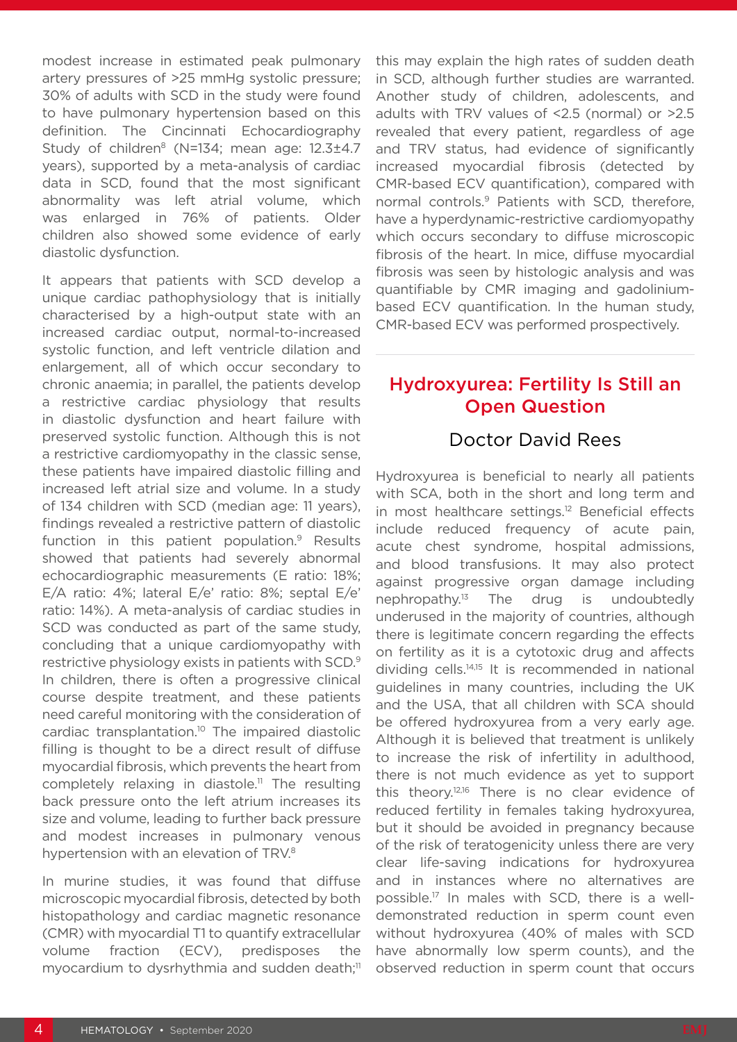modest increase in estimated peak pulmonary artery pressures of >25 mmHg systolic pressure; 30% of adults with SCD in the study were found to have pulmonary hypertension based on this definition. The Cincinnati Echocardiography Study of children[8] (N=134; mean age: 12.3±4.7 years), supported by a meta-analysis of cardiac data in SCD, found that the most significant abnormality was left atrial volume, which was enlarged in 76% of patients. Older children also showed some evidence of early diastolic dysfunction.

It appears that patients with SCD develop a unique cardiac pathophysiology that is initially characterised by a high-output state with an increased cardiac output, normal-to-increased systolic function, and left ventricle dilation and enlargement, all of which occur secondary to chronic anaemia; in parallel, the patients develop a restrictive cardiac physiology that results in diastolic dysfunction and heart failure with preserved systolic function. Although this is not a restrictive cardiomyopathy in the classic sense, these patients have impaired diastolic filling and increased left atrial size and volume. In a study of 134 children with SCD (median age: 11 years), findings revealed a restrictive pattern of diastolic function in this patient population.[9] Results showed that patients had severely abnormal echocardiographic measurements (E ratio: 18%; E/A ratio: 4%; lateral E/e' ratio: 8%; septal E/e' ratio: 14%). A meta-analysis of cardiac studies in SCD was conducted as part of the same study, concluding that a unique cardiomyopathy with restrictive physiology exists in patients with SCD.[9] In children, there is often a progressive clinical course despite treatment, and these patients need careful monitoring with the consideration of cardiac transplantation.[10] The impaired diastolic filling is thought to be a direct result of diffuse myocardial fibrosis, which prevents the heart from completely relaxing in diastole.[11] The resulting back pressure onto the left atrium increases its size and volume, leading to further back pressure and modest increases in pulmonary venous hypertension with an elevation of TRV.[8]

In murine studies, it was found that diffuse microscopic myocardial fibrosis, detected by both histopathology and cardiac magnetic resonance (CMR) with myocardial T1 to quantify extracellular volume fraction (ECV), predisposes the myocardium to dysrhythmia and sudden death;[11] this may explain the high rates of sudden death in SCD, although further studies are warranted. Another study of children, adolescents, and adults with TRV values of <2.5 (normal) or >2.5 revealed that every patient, regardless of age and TRV status, had evidence of significantly increased myocardial fibrosis (detected by CMR-based ECV quantification), compared with normal controls.[9] Patients with SCD, therefore, have a hyperdynamic-restrictive cardiomyopathy which occurs secondary to diffuse microscopic fibrosis of the heart. In mice, diffuse myocardial fibrosis was seen by histologic analysis and was quantifiable by CMR imaging and gadolinium-based ECV quantification. In the human study, CMR-based ECV was performed prospectively.

## Hydroxyurea: Fertility Is Still an Open Question

### Doctor David Rees

Hydroxyurea is beneficial to nearly all patients with SCA, both in the short and long term and in most healthcare settings.[12] Beneficial effects include reduced frequency of acute pain, acute chest syndrome, hospital admissions, and blood transfusions. It may also protect against progressive organ damage including nephropathy.[13] The drug is undoubtedly underused in the majority of countries, although there is legitimate concern regarding the effects on fertility as it is a cytotoxic drug and affects dividing cells.[14,15] It is recommended in national guidelines in many countries, including the UK and the USA, that all children with SCA should be offered hydroxyurea from a very early age. Although it is believed that treatment is unlikely to increase the risk of infertility in adulthood, there is not much evidence as yet to support this theory.[12,16] There is no clear evidence of reduced fertility in females taking hydroxyurea, but it should be avoided in pregnancy because of the risk of teratogenicity unless there are very clear life-saving indications for hydroxyurea and in instances where no alternatives are possible.[17] In males with SCD, there is a well-demonstrated reduction in sperm count even without hydroxyurea (40% of males with SCD have abnormally low sperm counts), and the observed reduction in sperm count that occurs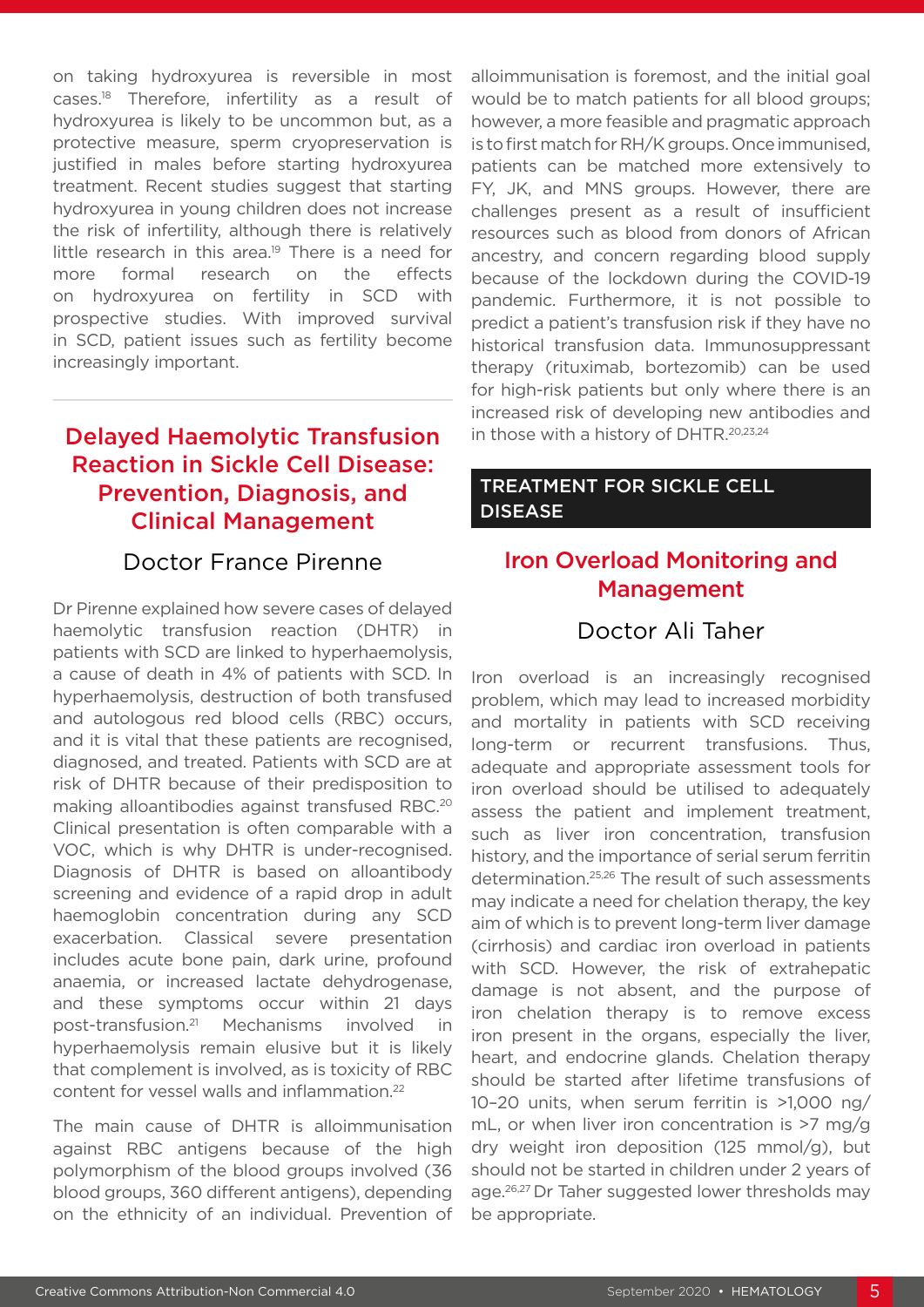on taking hydroxyurea is reversible in most cases.[18] Therefore, infertility as a result of hydroxyurea is likely to be uncommon but, as a protective measure, sperm cryopreservation is justified in males before starting hydroxyurea treatment. Recent studies suggest that starting hydroxyurea in young children does not increase the risk of infertility, although there is relatively little research in this area.[19] There is a need for more formal research on the effects on hydroxyurea on fertility in SCD with prospective studies. With improved survival in SCD, patient issues such as fertility become increasingly important.

## Delayed Haemolytic Transfusion Reaction in Sickle Cell Disease: Prevention, Diagnosis, and Clinical Management

### Doctor France Pirenne

Dr Pirenne explained how severe cases of delayed haemolytic transfusion reaction (DHTR) in patients with SCD are linked to hyperhaemolysis, a cause of death in 4% of patients with SCD. In hyperhaemolysis, destruction of both transfused and autologous red blood cells (RBC) occurs, and it is vital that these patients are recognised, diagnosed, and treated. Patients with SCD are at risk of DHTR because of their predisposition to making alloantibodies against transfused RBC.[20] Clinical presentation is often comparable with a VOC, which is why DHTR is under-recognised. Diagnosis of DHTR is based on alloantibody screening and evidence of a rapid drop in adult haemoglobin concentration during any SCD exacerbation. Classical severe presentation includes acute bone pain, dark urine, profound anaemia, or increased lactate dehydrogenase, and these symptoms occur within 21 days post-transfusion.[21] Mechanisms involved in hyperhaemolysis remain elusive but it is likely that complement is involved, as is toxicity of RBC content for vessel walls and inflammation.[22]

The main cause of DHTR is alloimmunisation against RBC antigens because of the high polymorphism of the blood groups involved (36 blood groups, 360 different antigens), depending on the ethnicity of an individual. Prevention of alloimmunisation is foremost, and the initial goal would be to match patients for all blood groups; however, a more feasible and pragmatic approach is to first match for RH/K groups. Once immunised, patients can be matched more extensively to FY, JK, and MNS groups. However, there are challenges present as a result of insufficient resources such as blood from donors of African ancestry, and concern regarding blood supply because of the lockdown during the COVID-19 pandemic. Furthermore, it is not possible to predict a patient's transfusion risk if they have no historical transfusion data. Immunosuppressant therapy (rituximab, bortezomib) can be used for high-risk patients but only where there is an increased risk of developing new antibodies and in those with a history of DHTR.[20,23,24]

# TREATMENT FOR SICKLE CELL DISEASE

## Iron Overload Monitoring and Management

### Doctor Ali Taher

Iron overload is an increasingly recognised problem, which may lead to increased morbidity and mortality in patients with SCD receiving long-term or recurrent transfusions. Thus, adequate and appropriate assessment tools for iron overload should be utilised to adequately assess the patient and implement treatment, such as liver iron concentration, transfusion history, and the importance of serial serum ferritin determination.[25,26] The result of such assessments may indicate a need for chelation therapy, the key aim of which is to prevent long-term liver damage (cirrhosis) and cardiac iron overload in patients with SCD. However, the risk of extrahepatic damage is not absent, and the purpose of iron chelation therapy is to remove excess iron present in the organs, especially the liver, heart, and endocrine glands. Chelation therapy should be started after lifetime transfusions of 10–20 units, when serum ferritin is >1,000 ng/mL, or when liver iron concentration is >7 mg/g dry weight iron deposition (125 mmol/g), but should not be started in children under 2 years of age.[26,27] Dr Taher suggested lower thresholds may be appropriate.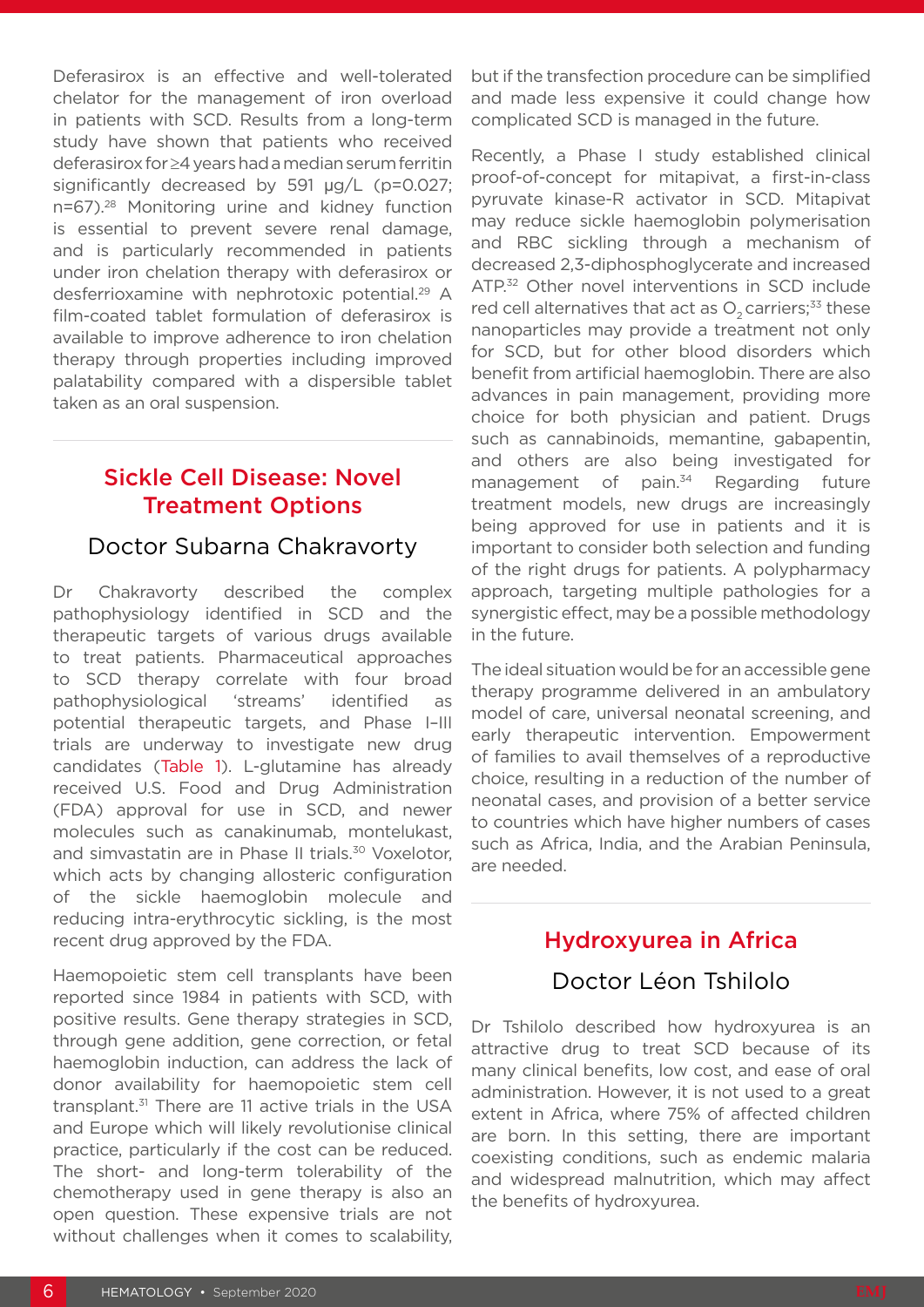Deferasirox is an effective and well-tolerated chelator for the management of iron overload in patients with SCD. Results from a long-term study have shown that patients who received deferasirox for ≥4 years had a median serum ferritin significantly decreased by 591 µg/L ($p=0.027$; $n=67$).[28] Monitoring urine and kidney function is essential to prevent severe renal damage, and is particularly recommended in patients under iron chelation therapy with deferasirox or desferrioxamine with nephrotoxic potential.[29] A film-coated tablet formulation of deferasirox is available to improve adherence to iron chelation therapy through properties including improved palatability compared with a dispersible tablet taken as an oral suspension.

## Sickle Cell Disease: Novel Treatment Options

### Doctor Subarna Chakravorty

Dr Chakravorty described the complex pathophysiology identified in SCD and the therapeutic targets of various drugs available to treat patients. Pharmaceutical approaches to SCD therapy correlate with four broad pathophysiological 'streams' identified as potential therapeutic targets, and Phase I–III trials are underway to investigate new drug candidates (Table 1). L-glutamine has already received U.S. Food and Drug Administration (FDA) approval for use in SCD, and newer molecules such as canakinumab, montelukast, and simvastatin are in Phase II trials.[30] Voxelotor, which acts by changing allosteric configuration of the sickle haemoglobin molecule and reducing intra-erythrocytic sickling, is the most recent drug approved by the FDA.

Haemopoietic stem cell transplants have been reported since 1984 in patients with SCD, with positive results. Gene therapy strategies in SCD, through gene addition, gene correction, or fetal haemoglobin induction, can address the lack of donor availability for haemopoietic stem cell transplant.[31] There are 11 active trials in the USA and Europe which will likely revolutionise clinical practice, particularly if the cost can be reduced. The short- and long-term tolerability of the chemotherapy used in gene therapy is also an open question. These expensive trials are not without challenges when it comes to scalability, but if the transfection procedure can be simplified and made less expensive it could change how complicated SCD is managed in the future.

Recently, a Phase I study established clinical proof-of-concept for mitapivat, a first-in-class pyruvate kinase-R activator in SCD. Mitapivat may reduce sickle haemoglobin polymerisation and RBC sickling through a mechanism of decreased 2,3-diphosphoglycerate and increased ATP.[32] Other novel interventions in SCD include red cell alternatives that act as $O_2$ carriers;[33] these nanoparticles may provide a treatment not only for SCD, but for other blood disorders which benefit from artificial haemoglobin. There are also advances in pain management, providing more choice for both physician and patient. Drugs such as cannabinoids, memantine, gabapentin, and others are also being investigated for management of pain.[34] Regarding future treatment models, new drugs are increasingly being approved for use in patients and it is important to consider both selection and funding of the right drugs for patients. A polypharmacy approach, targeting multiple pathologies for a synergistic effect, may be a possible methodology in the future.

The ideal situation would be for an accessible gene therapy programme delivered in an ambulatory model of care, universal neonatal screening, and early therapeutic intervention. Empowerment of families to avail themselves of a reproductive choice, resulting in a reduction of the number of neonatal cases, and provision of a better service to countries which have higher numbers of cases such as Africa, India, and the Arabian Peninsula, are needed.

## Hydroxyurea in Africa

### Doctor Léon Tshilolo

Dr Tshilolo described how hydroxyurea is an attractive drug to treat SCD because of its many clinical benefits, low cost, and ease of oral administration. However, it is not used to a great extent in Africa, where 75% of affected children are born. In this setting, there are important coexisting conditions, such as endemic malaria and widespread malnutrition, which may affect the benefits of hydroxyurea.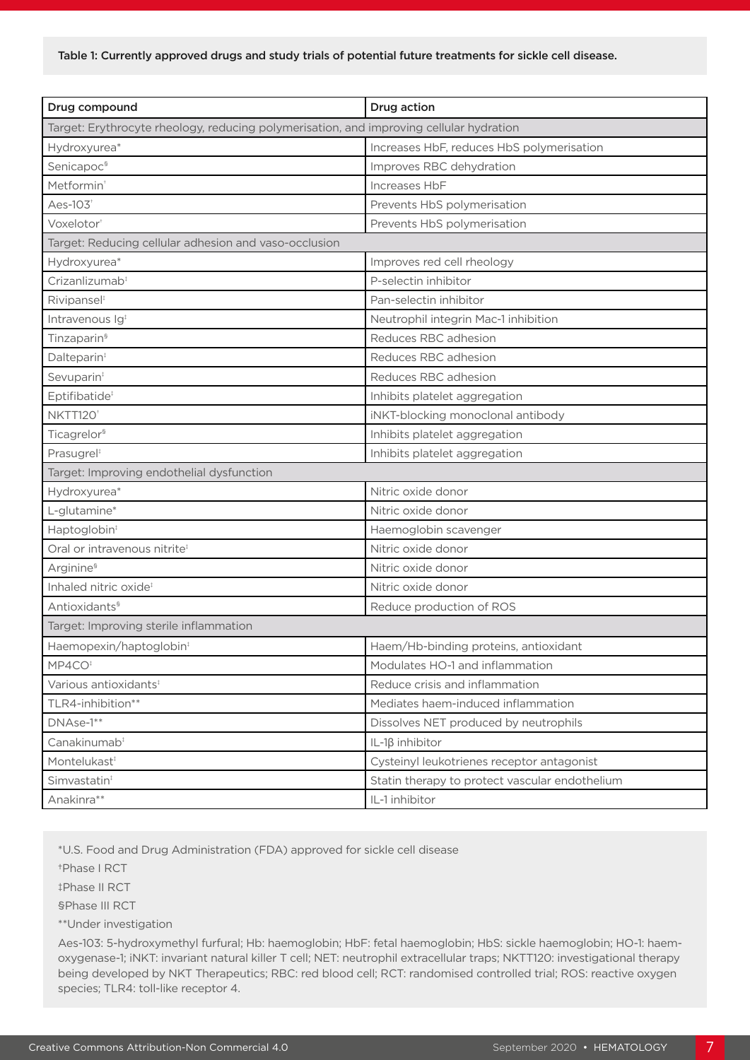**Table 1: Currently approved drugs and study trials of potential future treatments for sickle cell disease.**

| Drug compound | Drug action |
|---|---|
| Target: Erythrocyte rheology, reducing polymerisation, and improving cellular hydration | |
| Hydroxyurea* | Increases HbF, reduces HbS polymerisation |
| Senicapoc§ | Improves RBC dehydration |
| Metformin† | Increases HbF |
| Aes-103† | Prevents HbS polymerisation |
| Voxelotor† | Prevents HbS polymerisation |
| Target: Reducing cellular adhesion and vaso-occlusion | |
| Hydroxyurea* | Improves red cell rheology |
| Crizanlizumab‡ | P-selectin inhibitor |
| Rivipansel‡ | Pan-selectin inhibitor |
| Intravenous Ig‡ | Neutrophil integrin Mac-1 inhibition |
| Tinzaparin§ | Reduces RBC adhesion |
| Dalteparin‡ | Reduces RBC adhesion |
| Sevuparin‡ | Reduces RBC adhesion |
| Eptifibatide‡ | Inhibits platelet aggregation |
| NKTT120† | iNKT-blocking monoclonal antibody |
| Ticagrelor§ | Inhibits platelet aggregation |
| Prasugrel‡ | Inhibits platelet aggregation |
| Target: Improving endothelial dysfunction | |
| Hydroxyurea* | Nitric oxide donor |
| L-glutamine* | Nitric oxide donor |
| Haptoglobin‡ | Haemoglobin scavenger |
| Oral or intravenous nitrite‡ | Nitric oxide donor |
| Arginine§ | Nitric oxide donor |
| Inhaled nitric oxide‡ | Nitric oxide donor |
| Antioxidants§ | Reduce production of ROS |
| Target: Improving sterile inflammation | |
| Haemopexin/haptoglobin‡ | Haem/Hb-binding proteins, antioxidant |
| MP4CO‡ | Modulates HO-1 and inflammation |
| Various antioxidants‡ | Reduce crisis and inflammation |
| TLR4-inhibition** | Mediates haem-induced inflammation |
| DNAse-1** | Dissolves NET produced by neutrophils |
| Canakinumab‡ | IL-1β inhibitor |
| Montelukast‡ | Cysteinyl leukotrienes receptor antagonist |
| Simvastatin‡ | Statin therapy to protect vascular endothelium |
| Anakinra** | IL-1 inhibitor |

*U.S. Food and Drug Administration (FDA) approved for sickle cell disease

†Phase I RCT

‡Phase II RCT

§Phase III RCT

**Under investigation

Aes-103: 5-hydroxymethyl furfural; Hb: haemoglobin; HbF: fetal haemoglobin; HbS: sickle haemoglobin; HO-1: haem-oxygenase-1; iNKT: invariant natural killer T cell; NET: neutrophil extracellular traps; NKTT120: investigational therapy being developed by NKT Therapeutics; RBC: red blood cell; RCT: randomised controlled trial; ROS: reactive oxygen species; TLR4: toll-like receptor 4.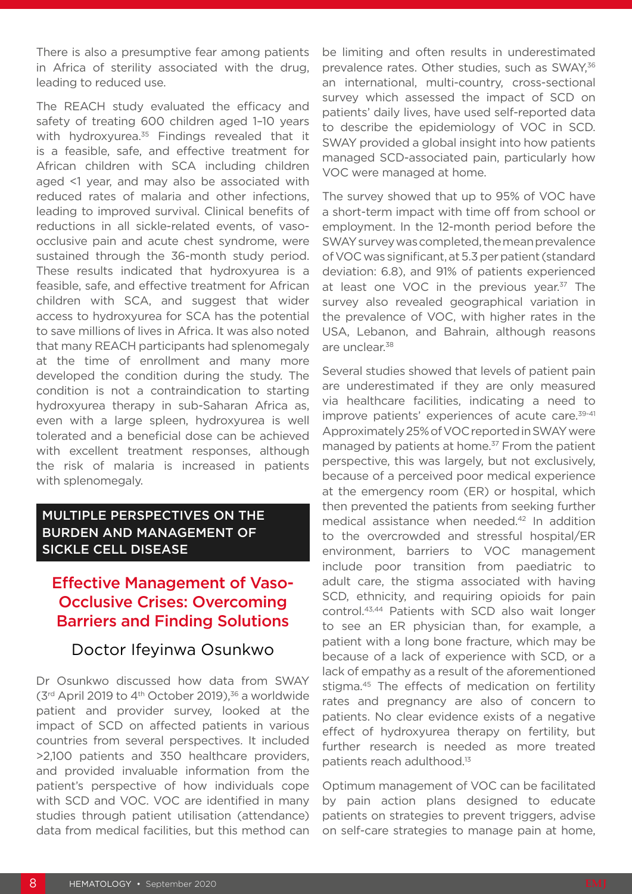There is also a presumptive fear among patients in Africa of sterility associated with the drug, leading to reduced use.

The REACH study evaluated the efficacy and safety of treating 600 children aged 1–10 years with hydroxyurea.[35] Findings revealed that it is a feasible, safe, and effective treatment for African children with SCA including children aged <1 year, and may also be associated with reduced rates of malaria and other infections, leading to improved survival. Clinical benefits of reductions in all sickle-related events, of vaso-occlusive pain and acute chest syndrome, were sustained through the 36-month study period. These results indicated that hydroxyurea is a feasible, safe, and effective treatment for African children with SCA, and suggest that wider access to hydroxyurea for SCA has the potential to save millions of lives in Africa. It was also noted that many REACH participants had splenomegaly at the time of enrollment and many more developed the condition during the study. The condition is not a contraindication to starting hydroxyurea therapy in sub-Saharan Africa as, even with a large spleen, hydroxyurea is well tolerated and a beneficial dose can be achieved with excellent treatment responses, although the risk of malaria is increased in patients with splenomegaly.

## MULTIPLE PERSPECTIVES ON THE BURDEN AND MANAGEMENT OF SICKLE CELL DISEASE

### Effective Management of Vaso-Occlusive Crises: Overcoming Barriers and Finding Solutions

#### Doctor Ifeyinwa Osunkwo

Dr Osunkwo discussed how data from SWAY (3rd April 2019 to 4th October 2019),[36] a worldwide patient and provider survey, looked at the impact of SCD on affected patients in various countries from several perspectives. It included >2,100 patients and 350 healthcare providers, and provided invaluable information from the patient's perspective of how individuals cope with SCD and VOC. VOC are identified in many studies through patient utilisation (attendance) data from medical facilities, but this method can be limiting and often results in underestimated prevalence rates. Other studies, such as SWAY,[36] an international, multi-country, cross-sectional survey which assessed the impact of SCD on patients' daily lives, have used self-reported data to describe the epidemiology of VOC in SCD. SWAY provided a global insight into how patients managed SCD-associated pain, particularly how VOC were managed at home.

The survey showed that up to 95% of VOC have a short-term impact with time off from school or employment. In the 12-month period before the SWAY survey was completed, the mean prevalence of VOC was significant, at 5.3 per patient (standard deviation: 6.8), and 91% of patients experienced at least one VOC in the previous year.[37] The survey also revealed geographical variation in the prevalence of VOC, with higher rates in the USA, Lebanon, and Bahrain, although reasons are unclear.[38]

Several studies showed that levels of patient pain are underestimated if they are only measured via healthcare facilities, indicating a need to improve patients' experiences of acute care.[39-41] Approximately 25% of VOC reported in SWAY were managed by patients at home.[37] From the patient perspective, this was largely, but not exclusively, because of a perceived poor medical experience at the emergency room (ER) or hospital, which then prevented the patients from seeking further medical assistance when needed.[42] In addition to the overcrowded and stressful hospital/ER environment, barriers to VOC management include poor transition from paediatric to adult care, the stigma associated with having SCD, ethnicity, and requiring opioids for pain control.[43,44] Patients with SCD also wait longer to see an ER physician than, for example, a patient with a long bone fracture, which may be because of a lack of experience with SCD, or a lack of empathy as a result of the aforementioned stigma.[45] The effects of medication on fertility rates and pregnancy are also of concern to patients. No clear evidence exists of a negative effect of hydroxyurea therapy on fertility, but further research is needed as more treated patients reach adulthood.[13]

Optimum management of VOC can be facilitated by pain action plans designed to educate patients on strategies to prevent triggers, advise on self-care strategies to manage pain at home,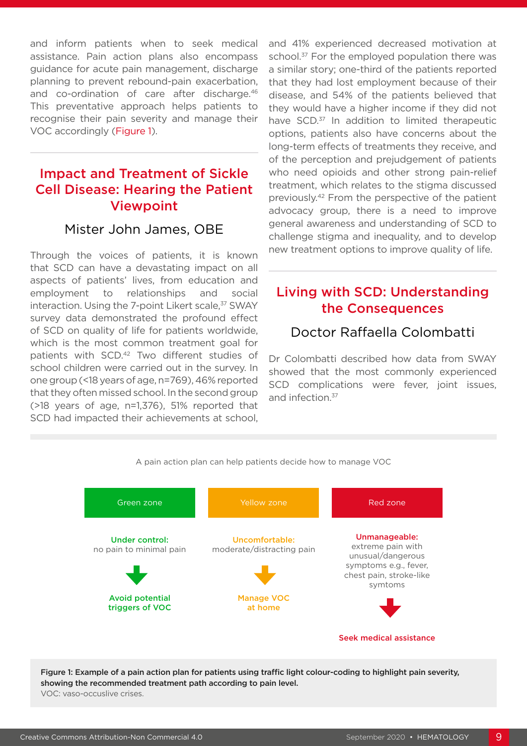and inform patients when to seek medical assistance. Pain action plans also encompass guidance for acute pain management, discharge planning to prevent rebound-pain exacerbation, and co-ordination of care after discharge.[46] This preventative approach helps patients to recognise their pain severity and manage their VOC accordingly (Figure 1).

## Impact and Treatment of Sickle Cell Disease: Hearing the Patient Viewpoint

### Mister John James, OBE

Through the voices of patients, it is known that SCD can have a devastating impact on all aspects of patients' lives, from education and employment to relationships and social interaction. Using the 7-point Likert scale,[37] SWAY survey data demonstrated the profound effect of SCD on quality of life for patients worldwide, which is the most common treatment goal for patients with SCD.[42] Two different studies of school children were carried out in the survey. In one group (<18 years of age, n=769), 46% reported that they often missed school. In the second group (>18 years of age, n=1,376), 51% reported that SCD had impacted their achievements at school, and 41% experienced decreased motivation at school.[37] For the employed population there was a similar story; one-third of the patients reported that they had lost employment because of their disease, and 54% of the patients believed that they would have a higher income if they did not have SCD.[37] In addition to limited therapeutic options, patients also have concerns about the long-term effects of treatments they receive, and of the perception and prejudgement of patients who need opioids and other strong pain-relief treatment, which relates to the stigma discussed previously.[42] From the perspective of the patient advocacy group, there is a need to improve general awareness and understanding of SCD to challenge stigma and inequality, and to develop new treatment options to improve quality of life.

## Living with SCD: Understanding the Consequences

### Doctor Raffaella Colombatti

Dr Colombatti described how data from SWAY showed that the most commonly experienced SCD complications were fever, joint issues, and infection.[37]

A pain action plan can help patients decide how to manage VOC

| Green zone | Yellow zone | Red zone |
|---|---|---|
| **Under control:** no pain to minimal pain | **Uncomfortable:** moderate/distracting pain | **Unmanageable:** extreme pain with unusual/dangerous symptoms e.g., fever, chest pain, stroke-like symtoms |
| ↓ | ↓ | ↓ |
| **Avoid potential triggers of VOC** | **Manage VOC at home** | **Seek medical assistance** |

**Figure 1: Example of a pain action plan for patients using traffic light colour-coding to highlight pain severity, showing the recommended treatment path according to pain level.**
VOC: vaso-occuslive crises.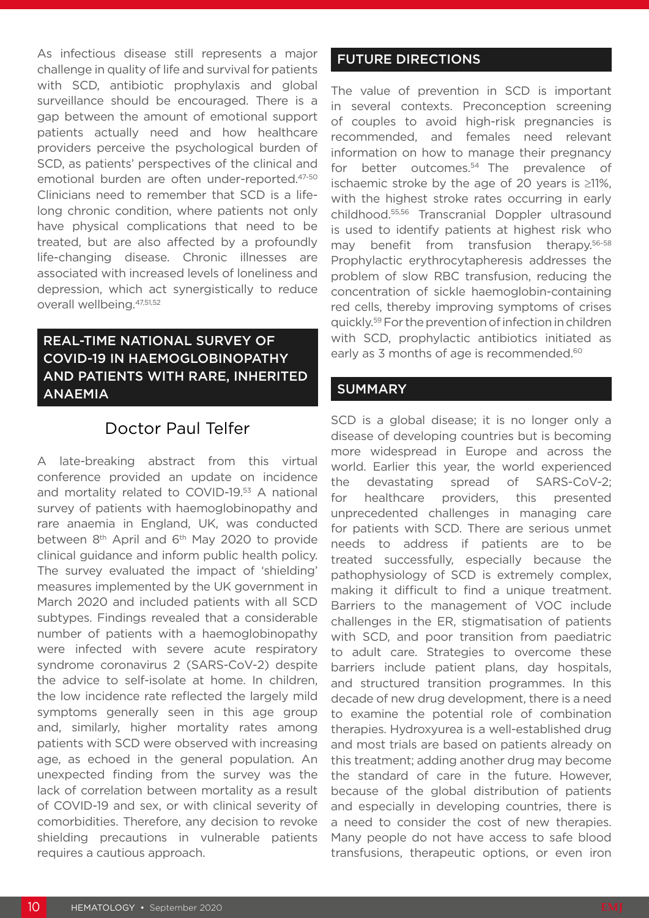As infectious disease still represents a major challenge in quality of life and survival for patients with SCD, antibiotic prophylaxis and global surveillance should be encouraged. There is a gap between the amount of emotional support patients actually need and how healthcare providers perceive the psychological burden of SCD, as patients' perspectives of the clinical and emotional burden are often under-reported.[47-50] Clinicians need to remember that SCD is a lifelong chronic condition, where patients not only have physical complications that need to be treated, but are also affected by a profoundly life-changing disease. Chronic illnesses are associated with increased levels of loneliness and depression, which act synergistically to reduce overall wellbeing.[47,51,52]

## REAL-TIME NATIONAL SURVEY OF COVID-19 IN HAEMOGLOBINOPATHY AND PATIENTS WITH RARE, INHERITED ANAEMIA

### Doctor Paul Telfer

A late-breaking abstract from this virtual conference provided an update on incidence and mortality related to COVID-19.[53] A national survey of patients with haemoglobinopathy and rare anaemia in England, UK, was conducted between 8th April and 6th May 2020 to provide clinical guidance and inform public health policy. The survey evaluated the impact of 'shielding' measures implemented by the UK government in March 2020 and included patients with all SCD subtypes. Findings revealed that a considerable number of patients with a haemoglobinopathy were infected with severe acute respiratory syndrome coronavirus 2 (SARS-CoV-2) despite the advice to self-isolate at home. In children, the low incidence rate reflected the largely mild symptoms generally seen in this age group and, similarly, higher mortality rates among patients with SCD were observed with increasing age, as echoed in the general population. An unexpected finding from the survey was the lack of correlation between mortality as a result of COVID-19 and sex, or with clinical severity of comorbidities. Therefore, any decision to revoke shielding precautions in vulnerable patients requires a cautious approach.

## FUTURE DIRECTIONS

The value of prevention in SCD is important in several contexts. Preconception screening of couples to avoid high-risk pregnancies is recommended, and females need relevant information on how to manage their pregnancy for better outcomes.[54] The prevalence of ischaemic stroke by the age of 20 years is ≥11%, with the highest stroke rates occurring in early childhood.[55,56] Transcranial Doppler ultrasound is used to identify patients at highest risk who may benefit from transfusion therapy.[56-58] Prophylactic erythrocytapheresis addresses the problem of slow RBC transfusion, reducing the concentration of sickle haemoglobin-containing red cells, thereby improving symptoms of crises quickly.[59] For the prevention of infection in children with SCD, prophylactic antibiotics initiated as early as 3 months of age is recommended.[60]

## SUMMARY

SCD is a global disease; it is no longer only a disease of developing countries but is becoming more widespread in Europe and across the world. Earlier this year, the world experienced the devastating spread of SARS-CoV-2; for healthcare providers, this presented unprecedented challenges in managing care for patients with SCD. There are serious unmet needs to address if patients are to be treated successfully, especially because the pathophysiology of SCD is extremely complex, making it difficult to find a unique treatment. Barriers to the management of VOC include challenges in the ER, stigmatisation of patients with SCD, and poor transition from paediatric to adult care. Strategies to overcome these barriers include patient plans, day hospitals, and structured transition programmes. In this decade of new drug development, there is a need to examine the potential role of combination therapies. Hydroxyurea is a well-established drug and most trials are based on patients already on this treatment; adding another drug may become the standard of care in the future. However, because of the global distribution of patients and especially in developing countries, there is a need to consider the cost of new therapies. Many people do not have access to safe blood transfusions, therapeutic options, or even iron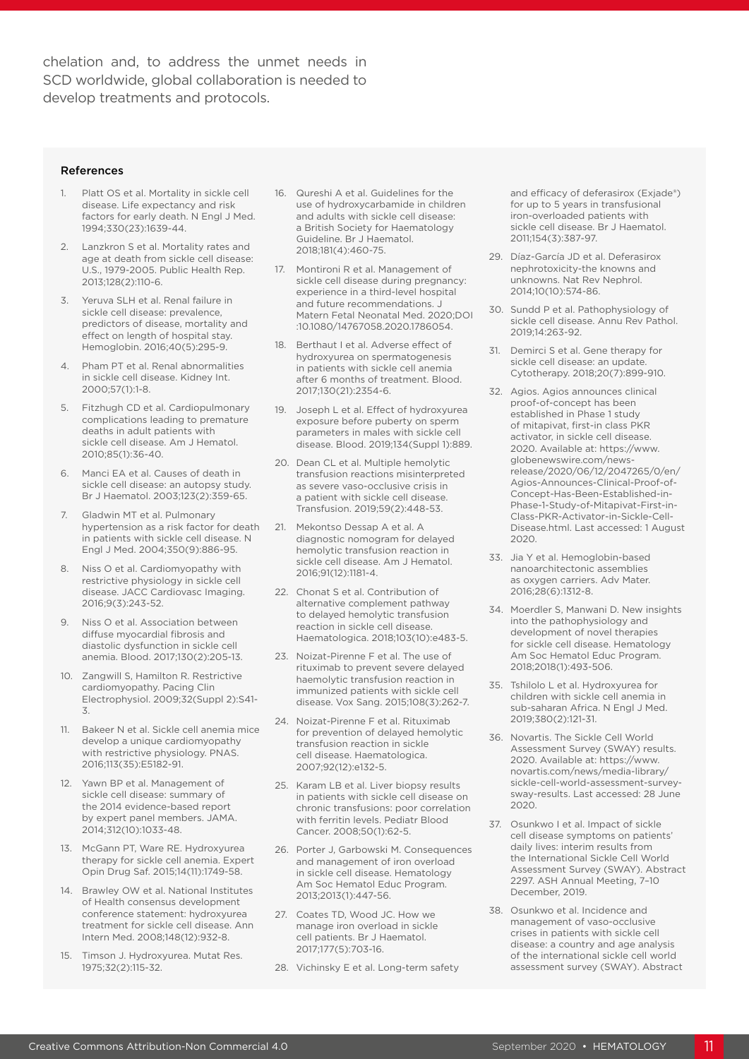chelation and, to address the unmet needs in SCD worldwide, global collaboration is needed to develop treatments and protocols.

#### References

1. Platt OS et al. Mortality in sickle cell disease. Life expectancy and risk factors for early death. N Engl J Med. 1994;330(23):1639-44.
2. Lanzkron S et al. Mortality rates and age at death from sickle cell disease: U.S., 1979-2005. Public Health Rep. 2013;128(2):110-6.
3. Yeruva SLH et al. Renal failure in sickle cell disease: prevalence, predictors of disease, mortality and effect on length of hospital stay. Hemoglobin. 2016;40(5):295-9.
4. Pham PT et al. Renal abnormalities in sickle cell disease. Kidney Int. 2000;57(1):1-8.
5. Fitzhugh CD et al. Cardiopulmonary complications leading to premature deaths in adult patients with sickle cell disease. Am J Hematol. 2010;85(1):36-40.
6. Manci EA et al. Causes of death in sickle cell disease: an autopsy study. Br J Haematol. 2003;123(2):359-65.
7. Gladwin MT et al. Pulmonary hypertension as a risk factor for death in patients with sickle cell disease. N Engl J Med. 2004;350(9):886-95.
8. Niss O et al. Cardiomyopathy with restrictive physiology in sickle cell disease. JACC Cardiovasc Imaging. 2016;9(3):243-52.
9. Niss O et al. Association between diffuse myocardial fibrosis and diastolic dysfunction in sickle cell anemia. Blood. 2017;130(2):205-13.
10. Zangwill S, Hamilton R. Restrictive cardiomyopathy. Pacing Clin Electrophysiol. 2009;32(Suppl 2):S41-3.
11. Bakeer N et al. Sickle cell anemia mice develop a unique cardiomyopathy with restrictive physiology. PNAS. 2016;113(35):E5182-91.
12. Yawn BP et al. Management of sickle cell disease: summary of the 2014 evidence-based report by expert panel members. JAMA. 2014;312(10):1033-48.
13. McGann PT, Ware RE. Hydroxyurea therapy for sickle cell anemia. Expert Opin Drug Saf. 2015;14(11):1749-58.
14. Brawley OW et al. National Institutes of Health consensus development conference statement: hydroxyurea treatment for sickle cell disease. Ann Intern Med. 2008;148(12):932-8.
15. Timson J. Hydroxyurea. Mutat Res. 1975;32(2):115-32.
16. Qureshi A et al. Guidelines for the use of hydroxycarbamide in children and adults with sickle cell disease: a British Society for Haematology Guideline. Br J Haematol. 2018;181(4):460-75.
17. Montironi R et al. Management of sickle cell disease during pregnancy: experience in a third-level hospital and future recommendations. J Matern Fetal Neonatal Med. 2020;DOI:10.1080/14767058.2020.1786054.
18. Berthaut I et al. Adverse effect of hydroxyurea on spermatogenesis in patients with sickle cell anemia after 6 months of treatment. Blood. 2017;130(21):2354-6.
19. Joseph L et al. Effect of hydroxyurea exposure before puberty on sperm parameters in males with sickle cell disease. Blood. 2019;134(Suppl 1):889.
20. Dean CL et al. Multiple hemolytic transfusion reactions misinterpreted as severe vaso-occlusive crisis in a patient with sickle cell disease. Transfusion. 2019;59(2):448-53.
21. Mekontso Dessap A et al. A diagnostic nomogram for delayed hemolytic transfusion reaction in sickle cell disease. Am J Hematol. 2016;91(12):1181-4.
22. Chonat S et al. Contribution of alternative complement pathway to delayed hemolytic transfusion reaction in sickle cell disease. Haematologica. 2018;103(10):e483-5.
23. Noizat-Pirenne F et al. The use of rituximab to prevent severe delayed haemolytic transfusion reaction in immunized patients with sickle cell disease. Vox Sang. 2015;108(3):262-7.
24. Noizat-Pirenne F et al. Rituximab for prevention of delayed hemolytic transfusion reaction in sickle cell disease. Haematologica. 2007;92(12):e132-5.
25. Karam LB et al. Liver biopsy results in patients with sickle cell disease on chronic transfusions: poor correlation with ferritin levels. Pediatr Blood Cancer. 2008;50(1):62-5.
26. Porter J, Garbowski M. Consequences and management of iron overload in sickle cell disease. Hematology Am Soc Hematol Educ Program. 2013;2013(1):447-56.
27. Coates TD, Wood JC. How we manage iron overload in sickle cell patients. Br J Haematol. 2017;177(5):703-16.
28. Vichinsky E et al. Long-term safety and efficacy of deferasirox (Exjade®) for up to 5 years in transfusional iron-overloaded patients with sickle cell disease. Br J Haematol. 2011;154(3):387-97.
29. Díaz-García JD et al. Deferasirox nephrotoxicity-the knowns and unknowns. Nat Rev Nephrol. 2014;10(10):574-86.
30. Sundd P et al. Pathophysiology of sickle cell disease. Annu Rev Pathol. 2019;14:263-92.
31. Demirci S et al. Gene therapy for sickle cell disease: an update. Cytotherapy. 2018;20(7):899-910.
32. Agios. Agios announces clinical proof-of-concept has been established in Phase 1 study of mitapivat, first-in class PKR activator, in sickle cell disease. 2020. Available at: https://www.globenewswire.com/news-release/2020/06/12/2047265/0/en/Agios-Announces-Clinical-Proof-of-Concept-Has-Been-Established-in-Phase-1-Study-of-Mitapivat-First-in-Class-PKR-Activator-in-Sickle-Cell-Disease.html. Last accessed: 1 August 2020.
33. Jia Y et al. Hemoglobin-based nanoarchitectonic assemblies as oxygen carriers. Adv Mater. 2016;28(6):1312-8.
34. Moerdler S, Manwani D. New insights into the pathophysiology and development of novel therapies for sickle cell disease. Hematology Am Soc Hematol Educ Program. 2018;2018(1):493-506.
35. Tshilolo L et al. Hydroxyurea for children with sickle cell anemia in sub-saharan Africa. N Engl J Med. 2019;380(2):121-31.
36. Novartis. The Sickle Cell World Assessment Survey (SWAY) results. 2020. Available at: https://www.novartis.com/news/media-library/sickle-cell-world-assessment-survey-sway-results. Last accessed: 28 June 2020.
37. Osunkwo I et al. Impact of sickle cell disease symptoms on patients' daily lives: interim results from the International Sickle Cell World Assessment Survey (SWAY). Abstract 2297. ASH Annual Meeting, 7–10 December, 2019.
38. Osunkwo et al. Incidence and management of vaso-occlusive crises in patients with sickle cell disease: a country and age analysis of the international sickle cell world assessment survey (SWAY). Abstract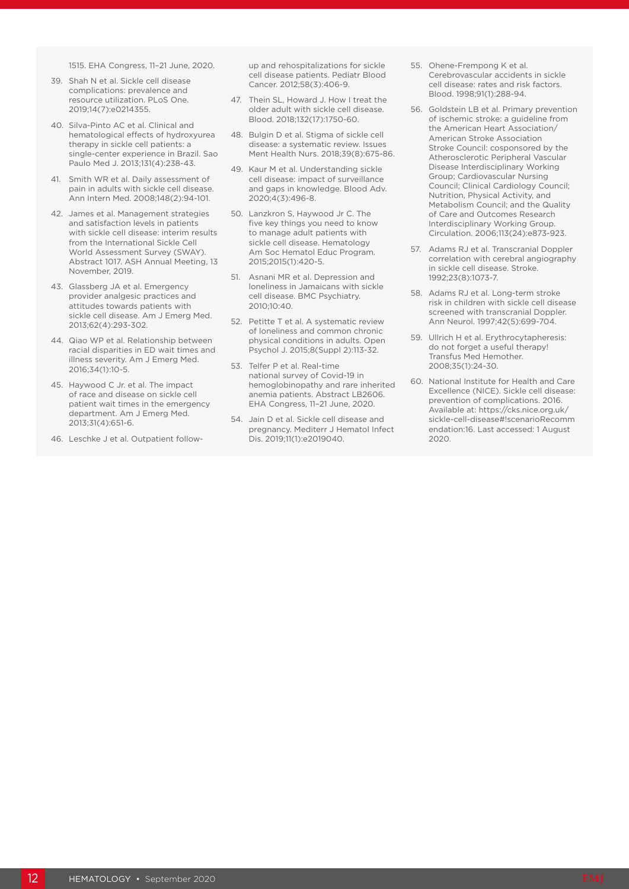1515. EHA Congress, 11–21 June, 2020.

39. Shah N et al. Sickle cell disease complications: prevalence and resource utilization. PLoS One. 2019;14(7):e0214355.
40. Silva-Pinto AC et al. Clinical and hematological effects of hydroxyurea therapy in sickle cell patients: a single-center experience in Brazil. Sao Paulo Med J. 2013;131(4):238-43.
41. Smith WR et al. Daily assessment of pain in adults with sickle cell disease. Ann Intern Med. 2008;148(2):94-101.
42. James et al. Management strategies and satisfaction levels in patients with sickle cell disease: interim results from the International Sickle Cell World Assessment Survey (SWAY). Abstract 1017. ASH Annual Meeting, 13 November, 2019.
43. Glassberg JA et al. Emergency provider analgesic practices and attitudes towards patients with sickle cell disease. Am J Emerg Med. 2013;62(4):293-302.
44. Qiao WP et al. Relationship between racial disparities in ED wait times and illness severity. Am J Emerg Med. 2016;34(1):10-5.
45. Haywood C Jr. et al. The impact of race and disease on sickle cell patient wait times in the emergency department. Am J Emerg Med. 2013;31(4):651-6.
46. Leschke J et al. Outpatient follow-up and rehospitalizations for sickle cell disease patients. Pediatr Blood Cancer. 2012;58(3):406-9.
47. Thein SL, Howard J. How I treat the older adult with sickle cell disease. Blood. 2018;132(17):1750-60.
48. Bulgin D et al. Stigma of sickle cell disease: a systematic review. Issues Ment Health Nurs. 2018;39(8):675-86.
49. Kaur M et al. Understanding sickle cell disease: impact of surveillance and gaps in knowledge. Blood Adv. 2020;4(3):496-8.
50. Lanzkron S, Haywood Jr C. The five key things you need to know to manage adult patients with sickle cell disease. Hematology Am Soc Hematol Educ Program. 2015;2015(1):420-5.
51. Asnani MR et al. Depression and loneliness in Jamaicans with sickle cell disease. BMC Psychiatry. 2010;10:40.
52. Petitte T et al. A systematic review of loneliness and common chronic physical conditions in adults. Open Psychol J. 2015;8(Suppl 2):113-32.
53. Telfer P et al. Real-time national survey of Covid-19 in hemoglobinopathy and rare inherited anemia patients. Abstract LB2606. EHA Congress, 11–21 June, 2020.
54. Jain D et al. Sickle cell disease and pregnancy. Mediterr J Hematol Infect Dis. 2019;11(1):e2019040.
55. Ohene-Frempong K et al. Cerebrovascular accidents in sickle cell disease: rates and risk factors. Blood. 1998;91(1):288-94.
56. Goldstein LB et al. Primary prevention of ischemic stroke: a guideline from the American Heart Association/ American Stroke Association Stroke Council: cosponsored by the Atherosclerotic Peripheral Vascular Disease Interdisciplinary Working Group; Cardiovascular Nursing Council; Clinical Cardiology Council; Nutrition, Physical Activity, and Metabolism Council; and the Quality of Care and Outcomes Research Interdisciplinary Working Group. Circulation. 2006;113(24):e873-923.
57. Adams RJ et al. Transcranial Doppler correlation with cerebral angiography in sickle cell disease. Stroke. 1992;23(8):1073-7.
58. Adams RJ et al. Long-term stroke risk in children with sickle cell disease screened with transcranial Doppler. Ann Neurol. 1997;42(5):699-704.
59. Ullrich H et al. Erythrocytapheresis: do not forget a useful therapy! Transfus Med Hemother. 2008;35(1):24-30.
60. National Institute for Health and Care Excellence (NICE). Sickle cell disease: prevention of complications. 2016. Available at: https://cks.nice.org.uk/sickle-cell-disease#!scenarioRecommendation:16. Last accessed: 1 August 2020.